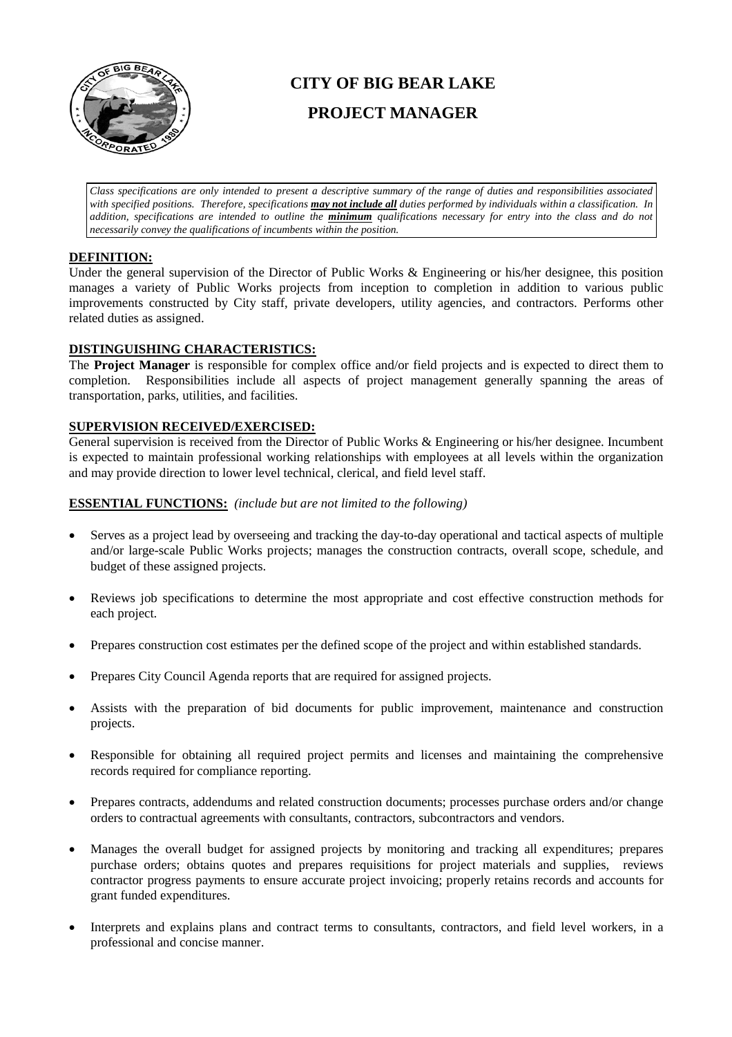# CITY OF BIG BEAR LAKE

# PROJECT MANAGER

*Class specifications are only intended to present a descriptive summary of the range of duties and responsibilities associated with specified positions. Therefore, specifications **may not include all** duties performed by individuals within a classification. In addition, specifications are intended to outline the **minimum** qualifications necessary for entry into the class and do not necessarily convey the qualifications of incumbents within the position.*

## DEFINITION:

Under the general supervision of the Director of Public Works & Engineering or his/her designee, this position manages a variety of Public Works projects from inception to completion in addition to various public improvements constructed by City staff, private developers, utility agencies, and contractors. Performs other related duties as assigned.

## DISTINGUISHING CHARACTERISTICS:

The **Project Manager** is responsible for complex office and/or field projects and is expected to direct them to completion. Responsibilities include all aspects of project management generally spanning the areas of transportation, parks, utilities, and facilities.

## SUPERVISION RECEIVED/EXERCISED:

General supervision is received from the Director of Public Works & Engineering or his/her designee. Incumbent is expected to maintain professional working relationships with employees at all levels within the organization and may provide direction to lower level technical, clerical, and field level staff.

## ESSENTIAL FUNCTIONS: *(include but are not limited to the following)*

- Serves as a project lead by overseeing and tracking the day-to-day operational and tactical aspects of multiple and/or large-scale Public Works projects; manages the construction contracts, overall scope, schedule, and budget of these assigned projects.
- Reviews job specifications to determine the most appropriate and cost effective construction methods for each project.
- Prepares construction cost estimates per the defined scope of the project and within established standards.
- Prepares City Council Agenda reports that are required for assigned projects.
- Assists with the preparation of bid documents for public improvement, maintenance and construction projects.
- Responsible for obtaining all required project permits and licenses and maintaining the comprehensive records required for compliance reporting.
- Prepares contracts, addendums and related construction documents; processes purchase orders and/or change orders to contractual agreements with consultants, contractors, subcontractors and vendors.
- Manages the overall budget for assigned projects by monitoring and tracking all expenditures; prepares purchase orders; obtains quotes and prepares requisitions for project materials and supplies, reviews contractor progress payments to ensure accurate project invoicing; properly retains records and accounts for grant funded expenditures.
- Interprets and explains plans and contract terms to consultants, contractors, and field level workers, in a professional and concise manner.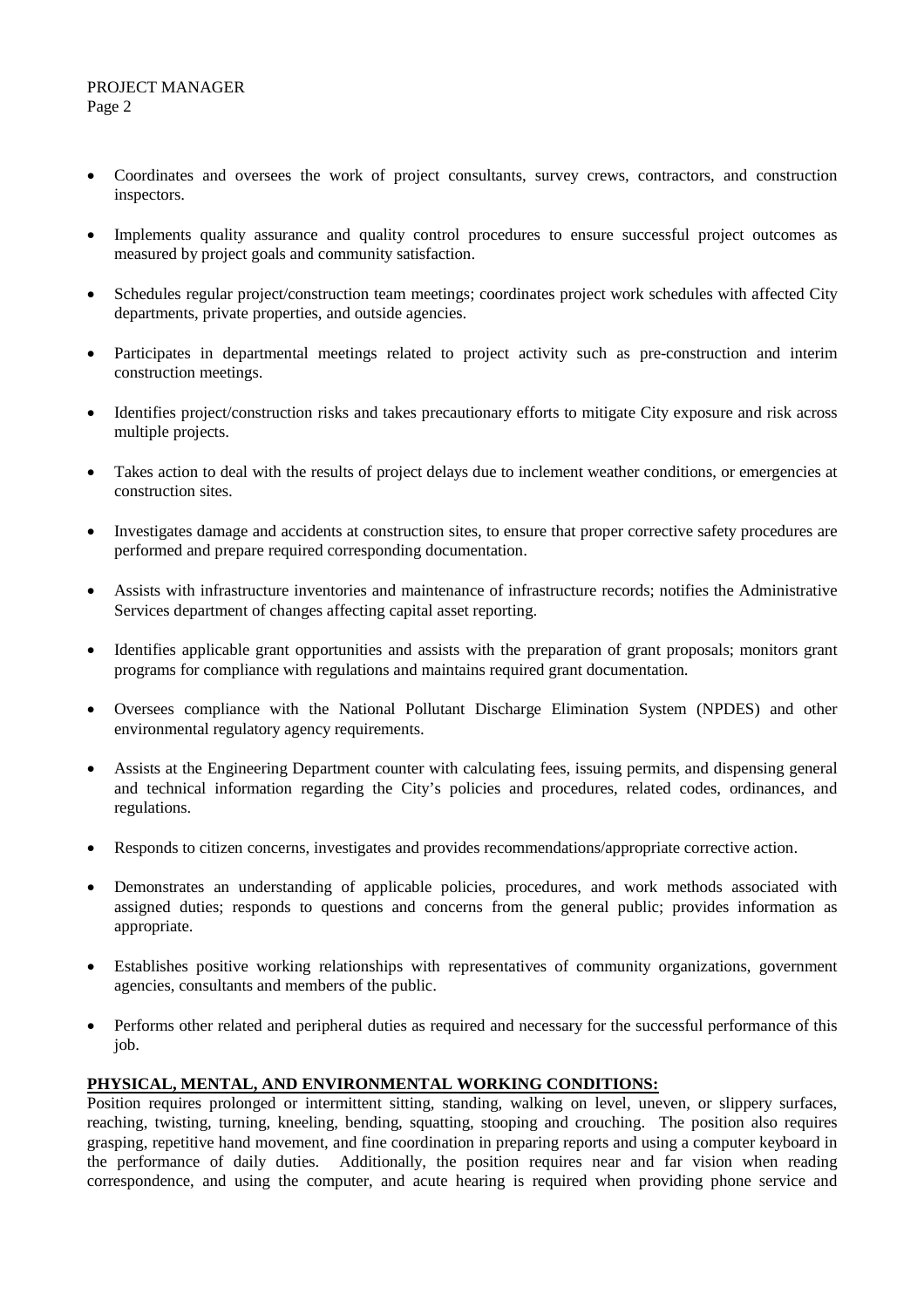- Coordinates and oversees the work of project consultants, survey crews, contractors, and construction inspectors.

- Implements quality assurance and quality control procedures to ensure successful project outcomes as measured by project goals and community satisfaction.

- Schedules regular project/construction team meetings; coordinates project work schedules with affected City departments, private properties, and outside agencies.

- Participates in departmental meetings related to project activity such as pre-construction and interim construction meetings.

- Identifies project/construction risks and takes precautionary efforts to mitigate City exposure and risk across multiple projects.

- Takes action to deal with the results of project delays due to inclement weather conditions, or emergencies at construction sites.

- Investigates damage and accidents at construction sites, to ensure that proper corrective safety procedures are performed and prepare required corresponding documentation.

- Assists with infrastructure inventories and maintenance of infrastructure records; notifies the Administrative Services department of changes affecting capital asset reporting.

- Identifies applicable grant opportunities and assists with the preparation of grant proposals; monitors grant programs for compliance with regulations and maintains required grant documentation.

- Oversees compliance with the National Pollutant Discharge Elimination System (NPDES) and other environmental regulatory agency requirements.

- Assists at the Engineering Department counter with calculating fees, issuing permits, and dispensing general and technical information regarding the City's policies and procedures, related codes, ordinances, and regulations.

- Responds to citizen concerns, investigates and provides recommendations/appropriate corrective action.

- Demonstrates an understanding of applicable policies, procedures, and work methods associated with assigned duties; responds to questions and concerns from the general public; provides information as appropriate.

- Establishes positive working relationships with representatives of community organizations, government agencies, consultants and members of the public.

- Performs other related and peripheral duties as required and necessary for the successful performance of this job.

**PHYSICAL, MENTAL, AND ENVIRONMENTAL WORKING CONDITIONS:**

Position requires prolonged or intermittent sitting, standing, walking on level, uneven, or slippery surfaces, reaching, twisting, turning, kneeling, bending, squatting, stooping and crouching. The position also requires grasping, repetitive hand movement, and fine coordination in preparing reports and using a computer keyboard in the performance of daily duties. Additionally, the position requires near and far vision when reading correspondence, and using the computer, and acute hearing is required when providing phone service and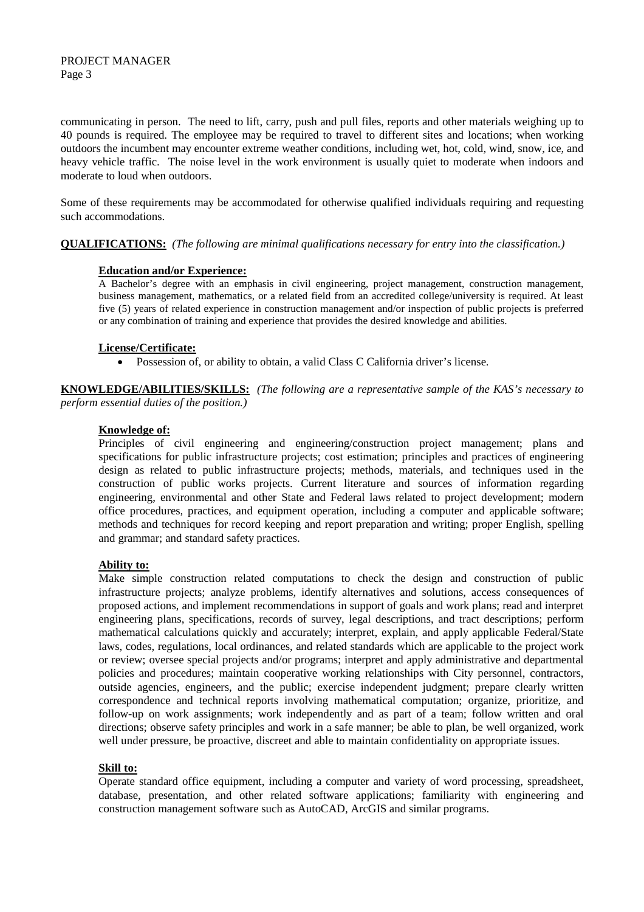communicating in person. The need to lift, carry, push and pull files, reports and other materials weighing up to 40 pounds is required. The employee may be required to travel to different sites and locations; when working outdoors the incumbent may encounter extreme weather conditions, including wet, hot, cold, wind, snow, ice, and heavy vehicle traffic. The noise level in the work environment is usually quiet to moderate when indoors and moderate to loud when outdoors.

Some of these requirements may be accommodated for otherwise qualified individuals requiring and requesting such accommodations.

**QUALIFICATIONS:** *(The following are minimal qualifications necessary for entry into the classification.)*

**Education and/or Experience:**

A Bachelor's degree with an emphasis in civil engineering, project management, construction management, business management, mathematics, or a related field from an accredited college/university is required. At least five (5) years of related experience in construction management and/or inspection of public projects is preferred or any combination of training and experience that provides the desired knowledge and abilities.

**License/Certificate:**

- Possession of, or ability to obtain, a valid Class C California driver's license.

**KNOWLEDGE/ABILITIES/SKILLS:** *(The following are a representative sample of the KAS's necessary to perform essential duties of the position.)*

**Knowledge of:**

Principles of civil engineering and engineering/construction project management; plans and specifications for public infrastructure projects; cost estimation; principles and practices of engineering design as related to public infrastructure projects; methods, materials, and techniques used in the construction of public works projects. Current literature and sources of information regarding engineering, environmental and other State and Federal laws related to project development; modern office procedures, practices, and equipment operation, including a computer and applicable software; methods and techniques for record keeping and report preparation and writing; proper English, spelling and grammar; and standard safety practices.

**Ability to:**

Make simple construction related computations to check the design and construction of public infrastructure projects; analyze problems, identify alternatives and solutions, access consequences of proposed actions, and implement recommendations in support of goals and work plans; read and interpret engineering plans, specifications, records of survey, legal descriptions, and tract descriptions; perform mathematical calculations quickly and accurately; interpret, explain, and apply applicable Federal/State laws, codes, regulations, local ordinances, and related standards which are applicable to the project work or review; oversee special projects and/or programs; interpret and apply administrative and departmental policies and procedures; maintain cooperative working relationships with City personnel, contractors, outside agencies, engineers, and the public; exercise independent judgment; prepare clearly written correspondence and technical reports involving mathematical computation; organize, prioritize, and follow-up on work assignments; work independently and as part of a team; follow written and oral directions; observe safety principles and work in a safe manner; be able to plan, be well organized, work well under pressure, be proactive, discreet and able to maintain confidentiality on appropriate issues.

**Skill to:**

Operate standard office equipment, including a computer and variety of word processing, spreadsheet, database, presentation, and other related software applications; familiarity with engineering and construction management software such as AutoCAD, ArcGIS and similar programs.